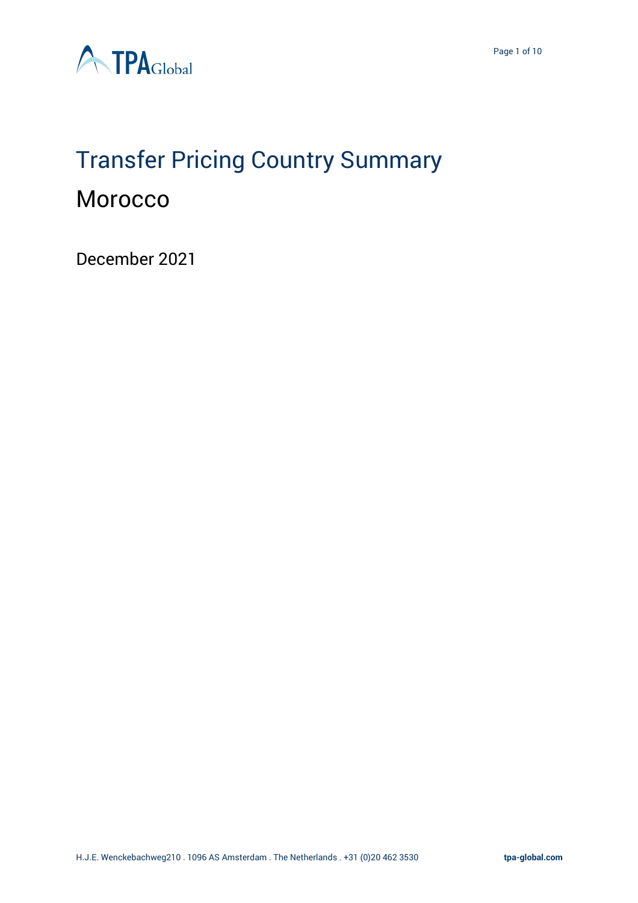# Transfer Pricing Country Summary

## Morocco

December 2021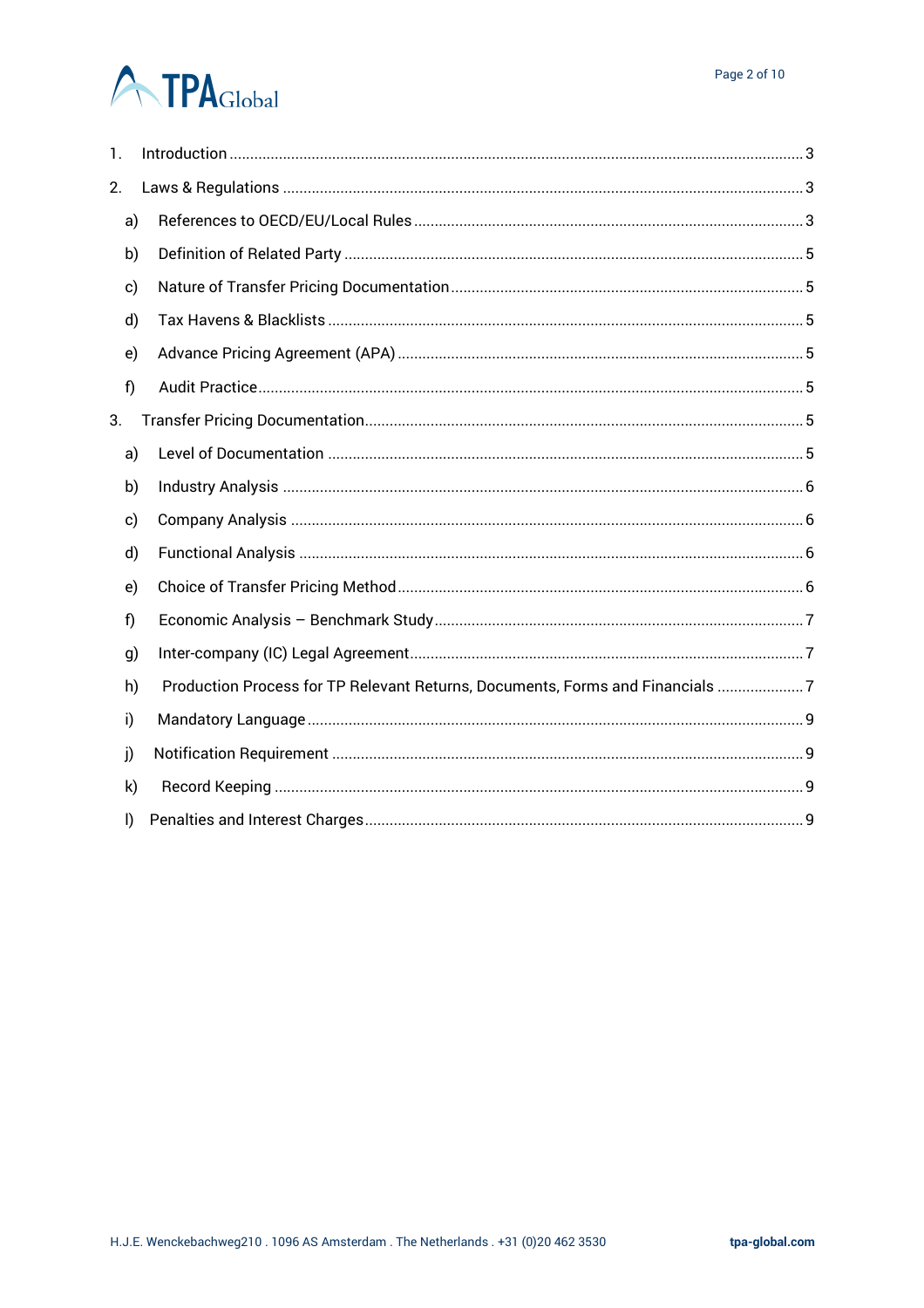1. Introduction ........................................................................................................................................ 3
2. Laws & Regulations ............................................................................................................................ 3
   - a) References to OECD/EU/Local Rules ............................................................................................. 3
   - b) Definition of Related Party ............................................................................................................. 5
   - c) Nature of Transfer Pricing Documentation ..................................................................................... 5
   - d) Tax Havens & Blacklists .................................................................................................................. 5
   - e) Advance Pricing Agreement (APA) ................................................................................................. 5
   - f) Audit Practice .................................................................................................................................. 5
3. Transfer Pricing Documentation ......................................................................................................... 5
   - a) Level of Documentation .................................................................................................................. 5
   - b) Industry Analysis ............................................................................................................................ 6
   - c) Company Analysis ........................................................................................................................... 6
   - d) Functional Analysis ......................................................................................................................... 6
   - e) Choice of Transfer Pricing Method ................................................................................................. 6
   - f) Economic Analysis – Benchmark Study ........................................................................................... 7
   - g) Inter-company (IC) Legal Agreement ............................................................................................... 7
   - h) Production Process for TP Relevant Returns, Documents, Forms and Financials ..................... 7
   - i) Mandatory Language ....................................................................................................................... 9
   - j) Notification Requirement ................................................................................................................. 9
   - k) Record Keeping ............................................................................................................................... 9
   - l) Penalties and Interest Charges ......................................................................................................... 9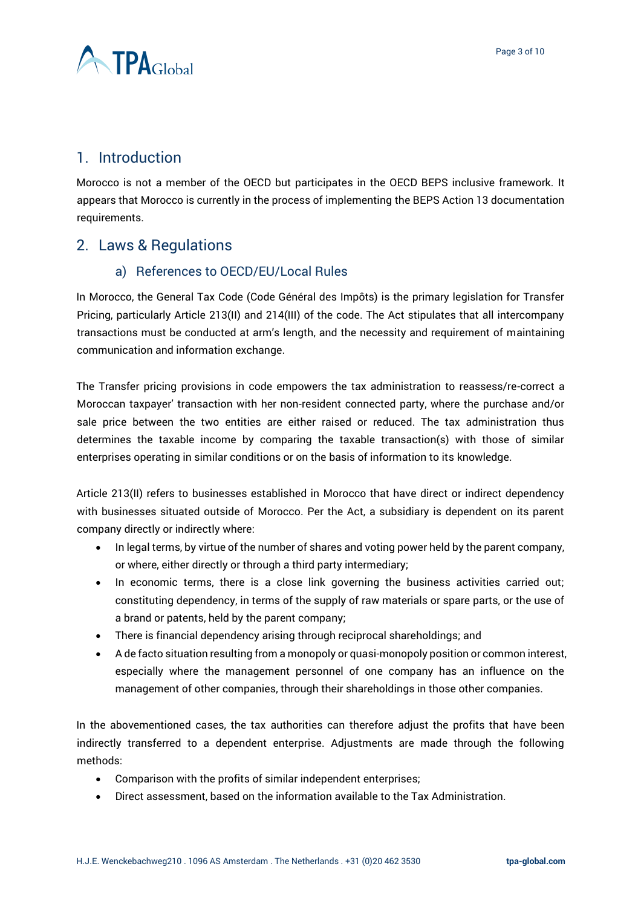## 1. Introduction

Morocco is not a member of the OECD but participates in the OECD BEPS inclusive framework. It appears that Morocco is currently in the process of implementing the BEPS Action 13 documentation requirements.

## 2. Laws & Regulations

### a) References to OECD/EU/Local Rules

In Morocco, the General Tax Code (Code Général des Impôts) is the primary legislation for Transfer Pricing, particularly Article 213(II) and 214(III) of the code. The Act stipulates that all intercompany transactions must be conducted at arm's length, and the necessity and requirement of maintaining communication and information exchange.

The Transfer pricing provisions in code empowers the tax administration to reassess/re-correct a Moroccan taxpayer' transaction with her non-resident connected party, where the purchase and/or sale price between the two entities are either raised or reduced. The tax administration thus determines the taxable income by comparing the taxable transaction(s) with those of similar enterprises operating in similar conditions or on the basis of information to its knowledge.

Article 213(II) refers to businesses established in Morocco that have direct or indirect dependency with businesses situated outside of Morocco. Per the Act, a subsidiary is dependent on its parent company directly or indirectly where:

- In legal terms, by virtue of the number of shares and voting power held by the parent company, or where, either directly or through a third party intermediary;
- In economic terms, there is a close link governing the business activities carried out; constituting dependency, in terms of the supply of raw materials or spare parts, or the use of a brand or patents, held by the parent company;
- There is financial dependency arising through reciprocal shareholdings; and
- A de facto situation resulting from a monopoly or quasi-monopoly position or common interest, especially where the management personnel of one company has an influence on the management of other companies, through their shareholdings in those other companies.

In the abovementioned cases, the tax authorities can therefore adjust the profits that have been indirectly transferred to a dependent enterprise. Adjustments are made through the following methods:

- Comparison with the profits of similar independent enterprises;
- Direct assessment, based on the information available to the Tax Administration.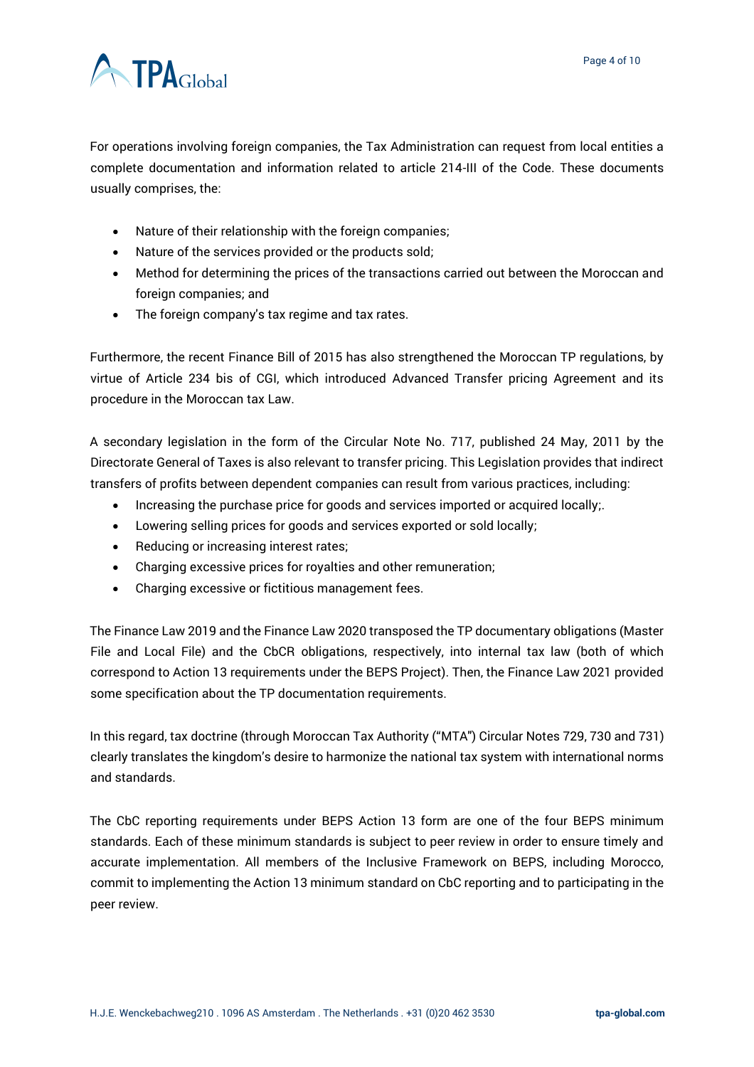For operations involving foreign companies, the Tax Administration can request from local entities a complete documentation and information related to article 214-III of the Code. These documents usually comprises, the:

- Nature of their relationship with the foreign companies;
- Nature of the services provided or the products sold;
- Method for determining the prices of the transactions carried out between the Moroccan and foreign companies; and
- The foreign company's tax regime and tax rates.

Furthermore, the recent Finance Bill of 2015 has also strengthened the Moroccan TP regulations, by virtue of Article 234 bis of CGI, which introduced Advanced Transfer pricing Agreement and its procedure in the Moroccan tax Law.

A secondary legislation in the form of the Circular Note No. 717, published 24 May, 2011 by the Directorate General of Taxes is also relevant to transfer pricing. This Legislation provides that indirect transfers of profits between dependent companies can result from various practices, including:

- Increasing the purchase price for goods and services imported or acquired locally;.
- Lowering selling prices for goods and services exported or sold locally;
- Reducing or increasing interest rates;
- Charging excessive prices for royalties and other remuneration;
- Charging excessive or fictitious management fees.

The Finance Law 2019 and the Finance Law 2020 transposed the TP documentary obligations (Master File and Local File) and the CbCR obligations, respectively, into internal tax law (both of which correspond to Action 13 requirements under the BEPS Project). Then, the Finance Law 2021 provided some specification about the TP documentation requirements.

In this regard, tax doctrine (through Moroccan Tax Authority ("MTA") Circular Notes 729, 730 and 731) clearly translates the kingdom's desire to harmonize the national tax system with international norms and standards.

The CbC reporting requirements under BEPS Action 13 form are one of the four BEPS minimum standards. Each of these minimum standards is subject to peer review in order to ensure timely and accurate implementation. All members of the Inclusive Framework on BEPS, including Morocco, commit to implementing the Action 13 minimum standard on CbC reporting and to participating in the peer review.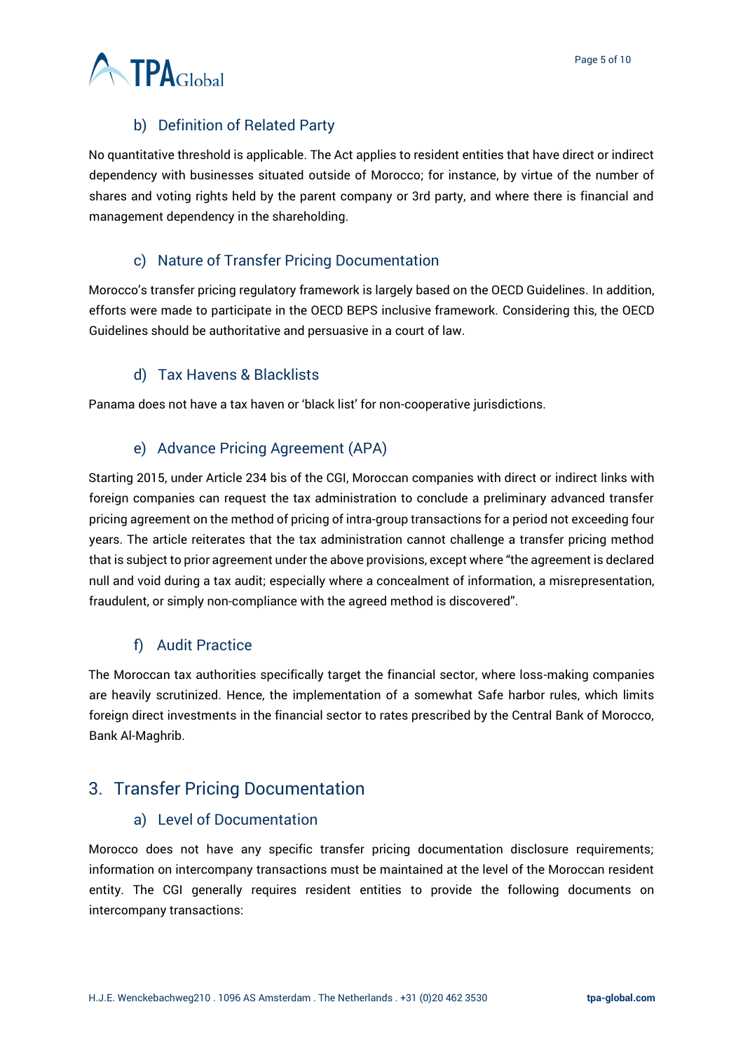### b) Definition of Related Party

No quantitative threshold is applicable. The Act applies to resident entities that have direct or indirect dependency with businesses situated outside of Morocco; for instance, by virtue of the number of shares and voting rights held by the parent company or 3rd party, and where there is financial and management dependency in the shareholding.

### c) Nature of Transfer Pricing Documentation

Morocco's transfer pricing regulatory framework is largely based on the OECD Guidelines. In addition, efforts were made to participate in the OECD BEPS inclusive framework. Considering this, the OECD Guidelines should be authoritative and persuasive in a court of law.

### d) Tax Havens & Blacklists

Panama does not have a tax haven or 'black list' for non-cooperative jurisdictions.

### e) Advance Pricing Agreement (APA)

Starting 2015, under Article 234 bis of the CGI, Moroccan companies with direct or indirect links with foreign companies can request the tax administration to conclude a preliminary advanced transfer pricing agreement on the method of pricing of intra-group transactions for a period not exceeding four years. The article reiterates that the tax administration cannot challenge a transfer pricing method that is subject to prior agreement under the above provisions, except where "the agreement is declared null and void during a tax audit; especially where a concealment of information, a misrepresentation, fraudulent, or simply non-compliance with the agreed method is discovered".

### f) Audit Practice

The Moroccan tax authorities specifically target the financial sector, where loss-making companies are heavily scrutinized. Hence, the implementation of a somewhat Safe harbor rules, which limits foreign direct investments in the financial sector to rates prescribed by the Central Bank of Morocco, Bank Al-Maghrib.

## 3. Transfer Pricing Documentation

### a) Level of Documentation

Morocco does not have any specific transfer pricing documentation disclosure requirements; information on intercompany transactions must be maintained at the level of the Moroccan resident entity. The CGI generally requires resident entities to provide the following documents on intercompany transactions: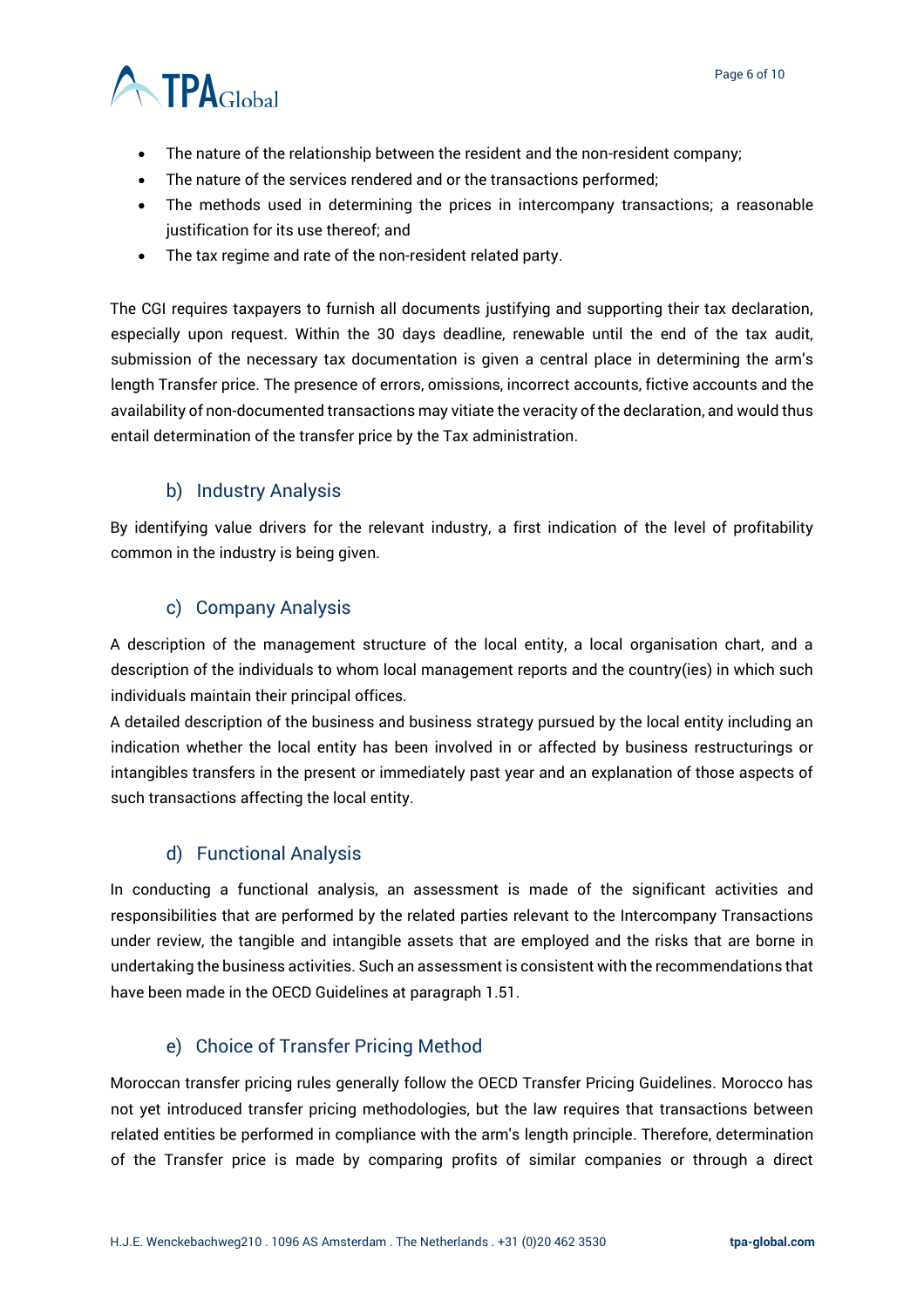- The nature of the relationship between the resident and the non-resident company;
- The nature of the services rendered and or the transactions performed;
- The methods used in determining the prices in intercompany transactions; a reasonable justification for its use thereof; and
- The tax regime and rate of the non-resident related party.

The CGI requires taxpayers to furnish all documents justifying and supporting their tax declaration, especially upon request. Within the 30 days deadline, renewable until the end of the tax audit, submission of the necessary tax documentation is given a central place in determining the arm's length Transfer price. The presence of errors, omissions, incorrect accounts, fictive accounts and the availability of non-documented transactions may vitiate the veracity of the declaration, and would thus entail determination of the transfer price by the Tax administration.

### b) Industry Analysis

By identifying value drivers for the relevant industry, a first indication of the level of profitability common in the industry is being given.

### c) Company Analysis

A description of the management structure of the local entity, a local organisation chart, and a description of the individuals to whom local management reports and the country(ies) in which such individuals maintain their principal offices.

A detailed description of the business and business strategy pursued by the local entity including an indication whether the local entity has been involved in or affected by business restructurings or intangibles transfers in the present or immediately past year and an explanation of those aspects of such transactions affecting the local entity.

### d) Functional Analysis

In conducting a functional analysis, an assessment is made of the significant activities and responsibilities that are performed by the related parties relevant to the Intercompany Transactions under review, the tangible and intangible assets that are employed and the risks that are borne in undertaking the business activities. Such an assessment is consistent with the recommendations that have been made in the OECD Guidelines at paragraph 1.51.

### e) Choice of Transfer Pricing Method

Moroccan transfer pricing rules generally follow the OECD Transfer Pricing Guidelines. Morocco has not yet introduced transfer pricing methodologies, but the law requires that transactions between related entities be performed in compliance with the arm's length principle. Therefore, determination of the Transfer price is made by comparing profits of similar companies or through a direct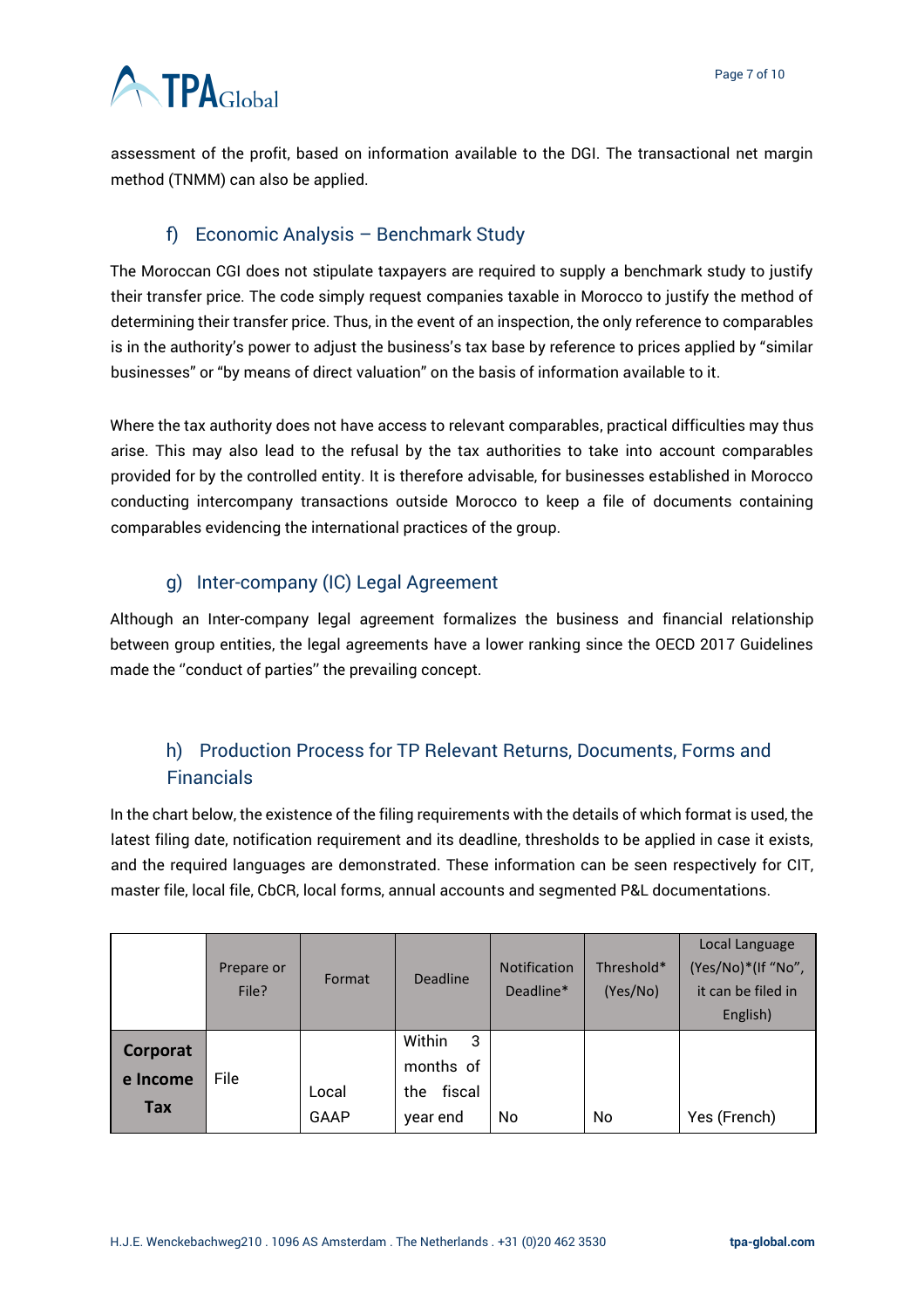assessment of the profit, based on information available to the DGI. The transactional net margin method (TNMM) can also be applied.

### f) Economic Analysis – Benchmark Study

The Moroccan CGI does not stipulate taxpayers are required to supply a benchmark study to justify their transfer price. The code simply request companies taxable in Morocco to justify the method of determining their transfer price. Thus, in the event of an inspection, the only reference to comparables is in the authority's power to adjust the business's tax base by reference to prices applied by "similar businesses" or "by means of direct valuation" on the basis of information available to it.

Where the tax authority does not have access to relevant comparables, practical difficulties may thus arise. This may also lead to the refusal by the tax authorities to take into account comparables provided for by the controlled entity. It is therefore advisable, for businesses established in Morocco conducting intercompany transactions outside Morocco to keep a file of documents containing comparables evidencing the international practices of the group.

### g) Inter-company (IC) Legal Agreement

Although an Inter-company legal agreement formalizes the business and financial relationship between group entities, the legal agreements have a lower ranking since the OECD 2017 Guidelines made the ''conduct of parties'' the prevailing concept.

### h) Production Process for TP Relevant Returns, Documents, Forms and Financials

In the chart below, the existence of the filing requirements with the details of which format is used, the latest filing date, notification requirement and its deadline, thresholds to be applied in case it exists, and the required languages are demonstrated. These information can be seen respectively for CIT, master file, local file, CbCR, local forms, annual accounts and segmented P&L documentations.

| | Prepare or File? | Format | Deadline | Notification Deadline* | Threshold* (Yes/No) | Local Language (Yes/No)*(If "No", it can be filed in English) |
|---|---|---|---|---|---|---|
| **Corporate Income Tax** | File | Local GAAP | Within 3 months of the fiscal year end | No | No | Yes (French) |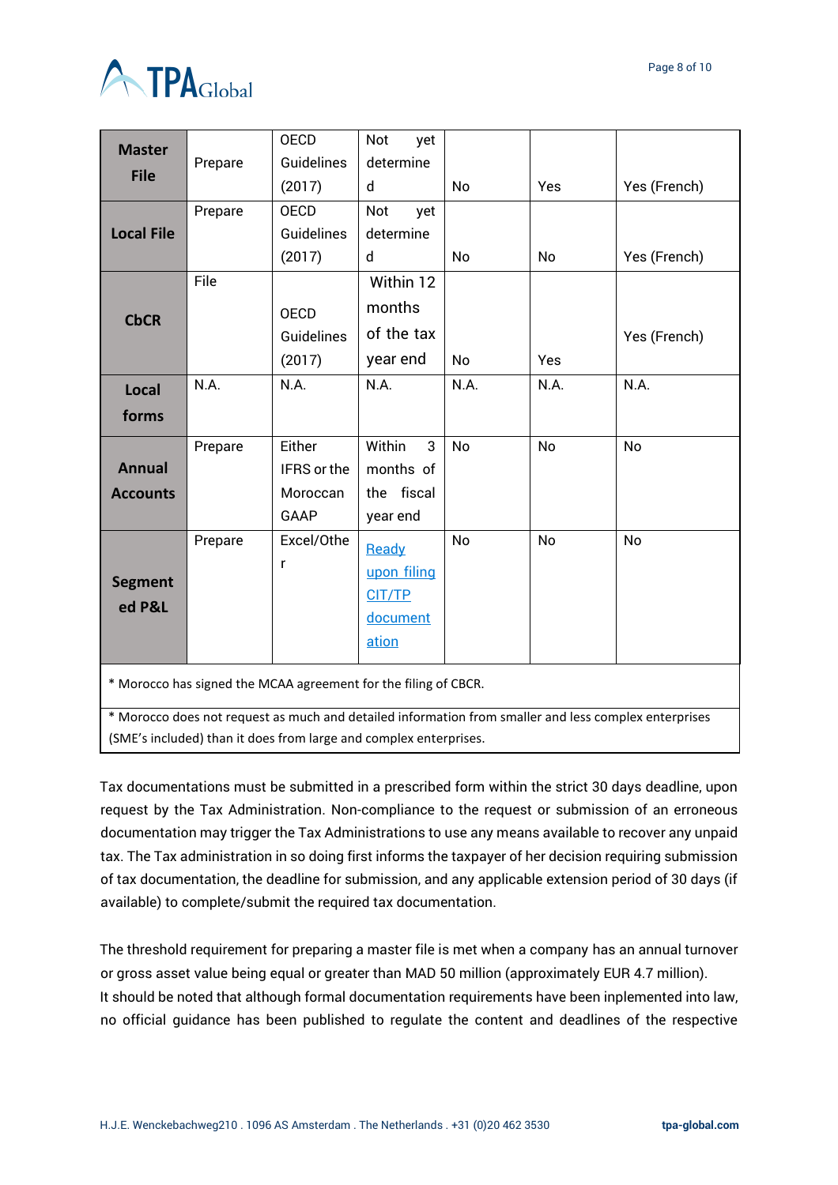| | | | | | | |
|---|---|---|---|---|---|---|
| **Master File** | Prepare | OECD Guidelines (2017) | Not yet determined | No | Yes | Yes (French) |
| **Local File** | Prepare | OECD Guidelines (2017) | Not yet determined | No | No | Yes (French) |
| **CbCR** | File | OECD Guidelines (2017) | Within 12 months of the tax year end | No | Yes | Yes (French) |
| **Local forms** | N.A. | N.A. | N.A. | N.A. | N.A. | N.A. |
| **Annual Accounts** | Prepare | Either IFRS or the Moroccan GAAP | Within 3 months of the fiscal year end | No | No | No |
| **Segmented P&L** | Prepare | Excel/Other | Ready upon filing CIT/TP documentation | No | No | No |

* Morocco has signed the MCAA agreement for the filing of CBCR.

* Morocco does not request as much and detailed information from smaller and less complex enterprises (SME's included) than it does from large and complex enterprises.

Tax documentations must be submitted in a prescribed form within the strict 30 days deadline, upon request by the Tax Administration. Non-compliance to the request or submission of an erroneous documentation may trigger the Tax Administrations to use any means available to recover any unpaid tax. The Tax administration in so doing first informs the taxpayer of her decision requiring submission of tax documentation, the deadline for submission, and any applicable extension period of 30 days (if available) to complete/submit the required tax documentation.

The threshold requirement for preparing a master file is met when a company has an annual turnover or gross asset value being equal or greater than MAD 50 million (approximately EUR 4.7 million).
It should be noted that although formal documentation requirements have been inplemented into law, no official guidance has been published to regulate the content and deadlines of the respective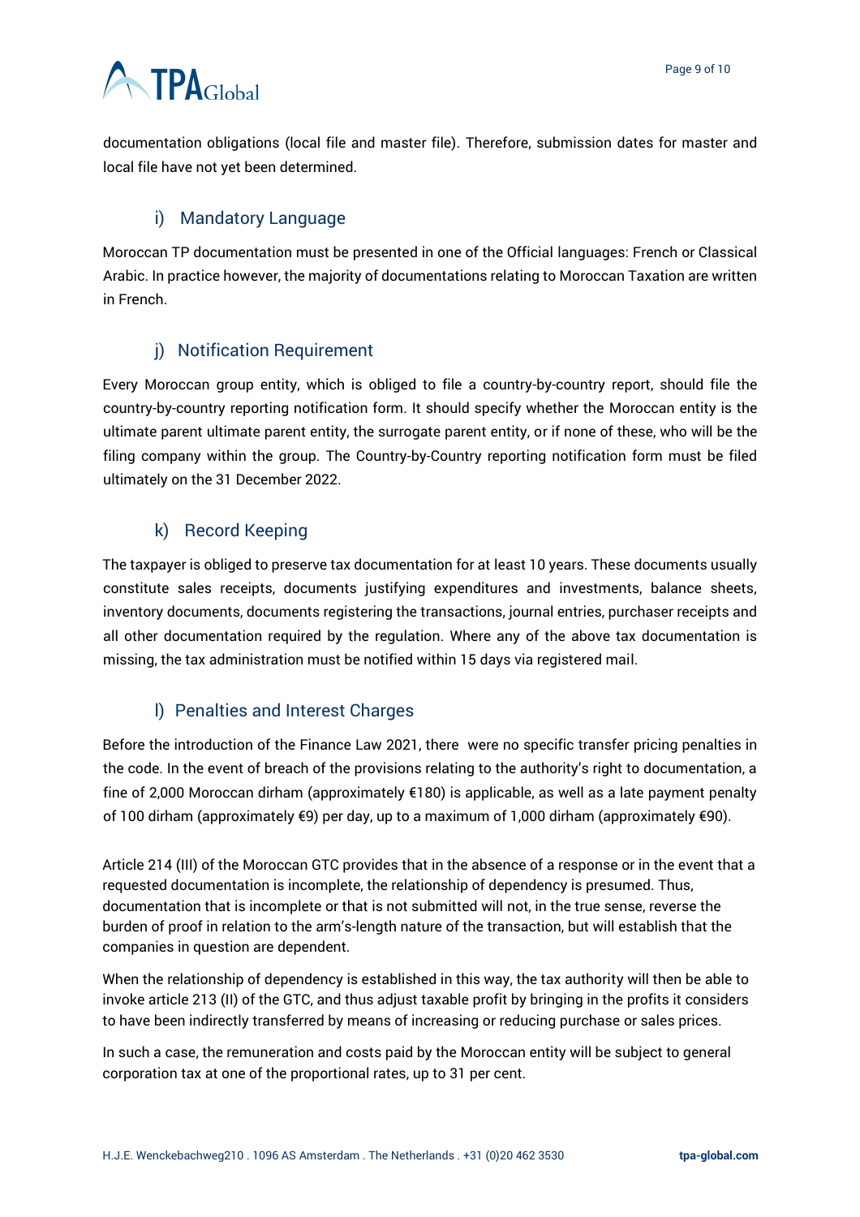documentation obligations (local file and master file). Therefore, submission dates for master and local file have not yet been determined.

### i) Mandatory Language

Moroccan TP documentation must be presented in one of the Official languages: French or Classical Arabic. In practice however, the majority of documentations relating to Moroccan Taxation are written in French.

### j) Notification Requirement

Every Moroccan group entity, which is obliged to file a country-by-country report, should file the country-by-country reporting notification form. It should specify whether the Moroccan entity is the ultimate parent ultimate parent entity, the surrogate parent entity, or if none of these, who will be the filing company within the group. The Country-by-Country reporting notification form must be filed ultimately on the 31 December 2022.

### k) Record Keeping

The taxpayer is obliged to preserve tax documentation for at least 10 years. These documents usually constitute sales receipts, documents justifying expenditures and investments, balance sheets, inventory documents, documents registering the transactions, journal entries, purchaser receipts and all other documentation required by the regulation. Where any of the above tax documentation is missing, the tax administration must be notified within 15 days via registered mail.

### l) Penalties and Interest Charges

Before the introduction of the Finance Law 2021, there were no specific transfer pricing penalties in the code. In the event of breach of the provisions relating to the authority's right to documentation, a fine of 2,000 Moroccan dirham (approximately €180) is applicable, as well as a late payment penalty of 100 dirham (approximately €9) per day, up to a maximum of 1,000 dirham (approximately €90).

Article 214 (III) of the Moroccan GTC provides that in the absence of a response or in the event that a requested documentation is incomplete, the relationship of dependency is presumed. Thus, documentation that is incomplete or that is not submitted will not, in the true sense, reverse the burden of proof in relation to the arm's-length nature of the transaction, but will establish that the companies in question are dependent.

When the relationship of dependency is established in this way, the tax authority will then be able to invoke article 213 (II) of the GTC, and thus adjust taxable profit by bringing in the profits it considers to have been indirectly transferred by means of increasing or reducing purchase or sales prices.

In such a case, the remuneration and costs paid by the Moroccan entity will be subject to general corporation tax at one of the proportional rates, up to 31 per cent.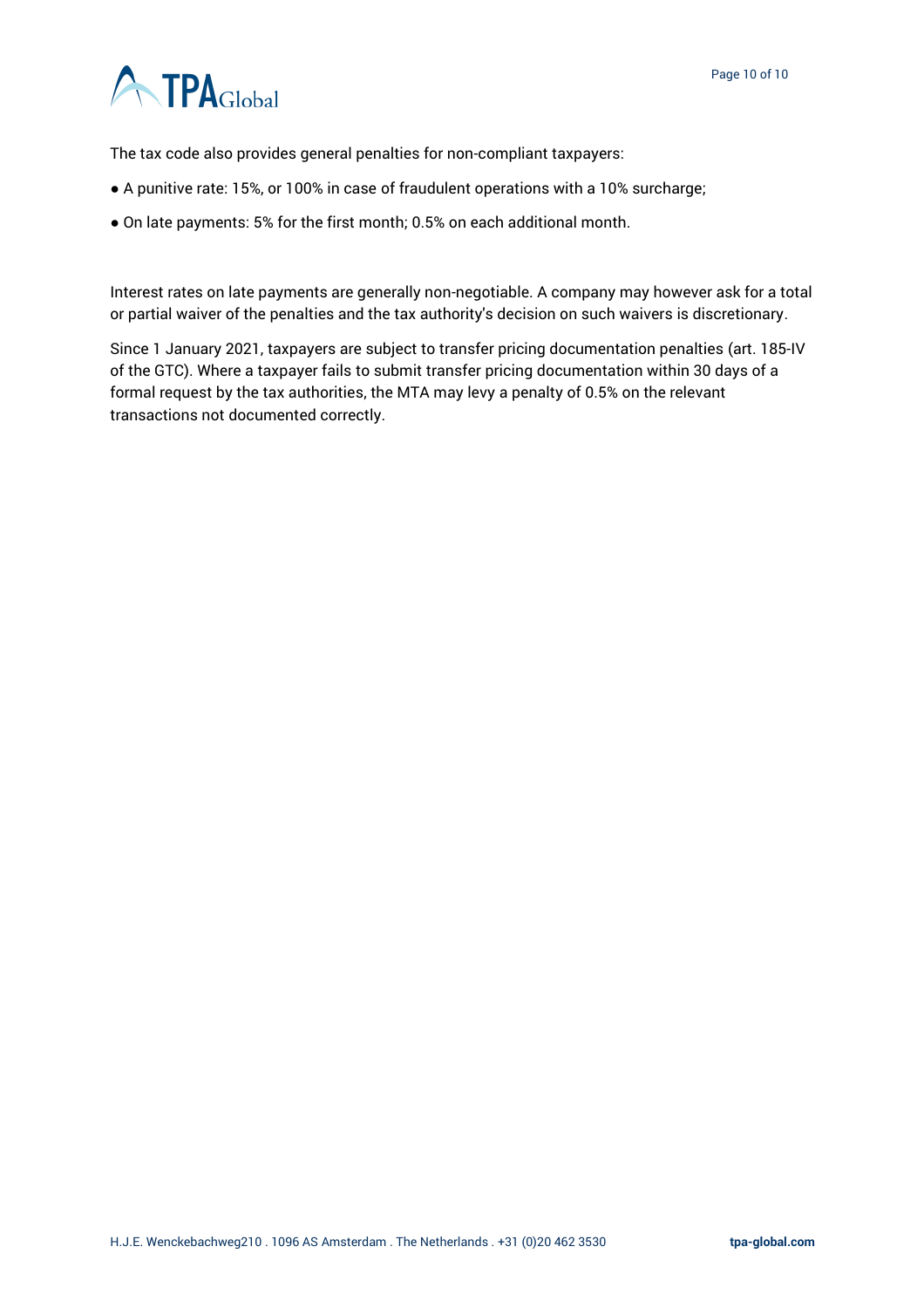The tax code also provides general penalties for non-compliant taxpayers:

- A punitive rate: 15%, or 100% in case of fraudulent operations with a 10% surcharge;
- On late payments: 5% for the first month; 0.5% on each additional month.

Interest rates on late payments are generally non-negotiable. A company may however ask for a total or partial waiver of the penalties and the tax authority's decision on such waivers is discretionary.

Since 1 January 2021, taxpayers are subject to transfer pricing documentation penalties (art. 185-IV of the GTC). Where a taxpayer fails to submit transfer pricing documentation within 30 days of a formal request by the tax authorities, the MTA may levy a penalty of 0.5% on the relevant transactions not documented correctly.